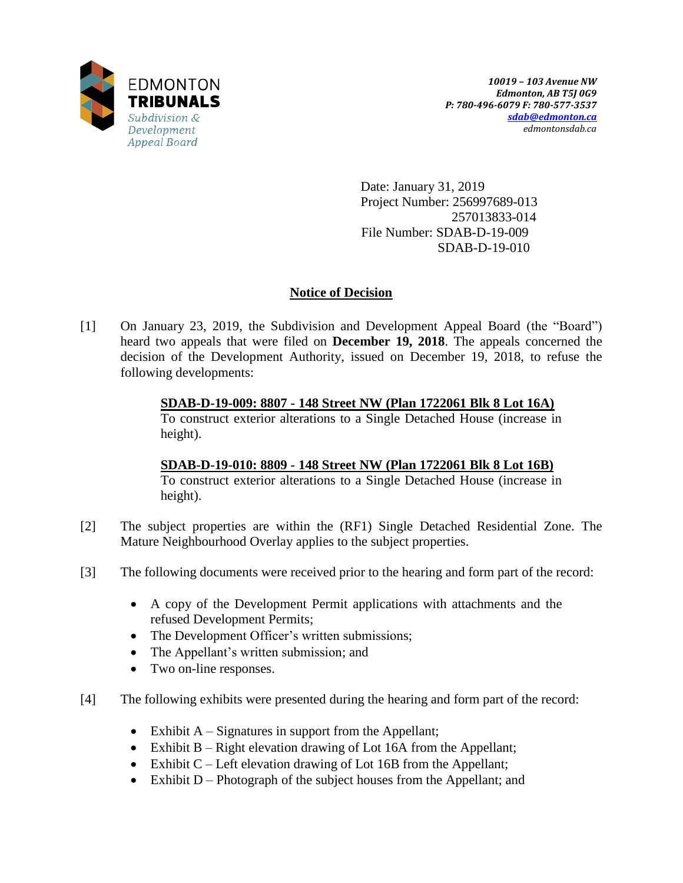EDMONTON
**TRIBUNALS**
*Subdivision & Development Appeal Board*

*10019 – 103 Avenue NW*
*Edmonton, AB T5J 0G9*
*P: 780-496-6079 F: 780-577-3537*
*sdab@edmonton.ca*
*edmontonsdab.ca*

Date: January 31, 2019
Project Number: 256997689-013
257013833-014
File Number: SDAB-D-19-009
SDAB-D-19-010

## Notice of Decision

[1] On January 23, 2019, the Subdivision and Development Appeal Board (the "Board") heard two appeals that were filed on **December 19, 2018**. The appeals concerned the decision of the Development Authority, issued on December 19, 2018, to refuse the following developments:

**SDAB-D-19-009: 8807 - 148 Street NW (Plan 1722061 Blk 8 Lot 16A)**
To construct exterior alterations to a Single Detached House (increase in height).

**SDAB-D-19-010: 8809 - 148 Street NW (Plan 1722061 Blk 8 Lot 16B)**
To construct exterior alterations to a Single Detached House (increase in height).

[2] The subject properties are within the (RF1) Single Detached Residential Zone. The Mature Neighbourhood Overlay applies to the subject properties.

[3] The following documents were received prior to the hearing and form part of the record:

- A copy of the Development Permit applications with attachments and the refused Development Permits;
- The Development Officer's written submissions;
- The Appellant's written submission; and
- Two on-line responses.

[4] The following exhibits were presented during the hearing and form part of the record:

- Exhibit A – Signatures in support from the Appellant;
- Exhibit B – Right elevation drawing of Lot 16A from the Appellant;
- Exhibit C – Left elevation drawing of Lot 16B from the Appellant;
- Exhibit D – Photograph of the subject houses from the Appellant; and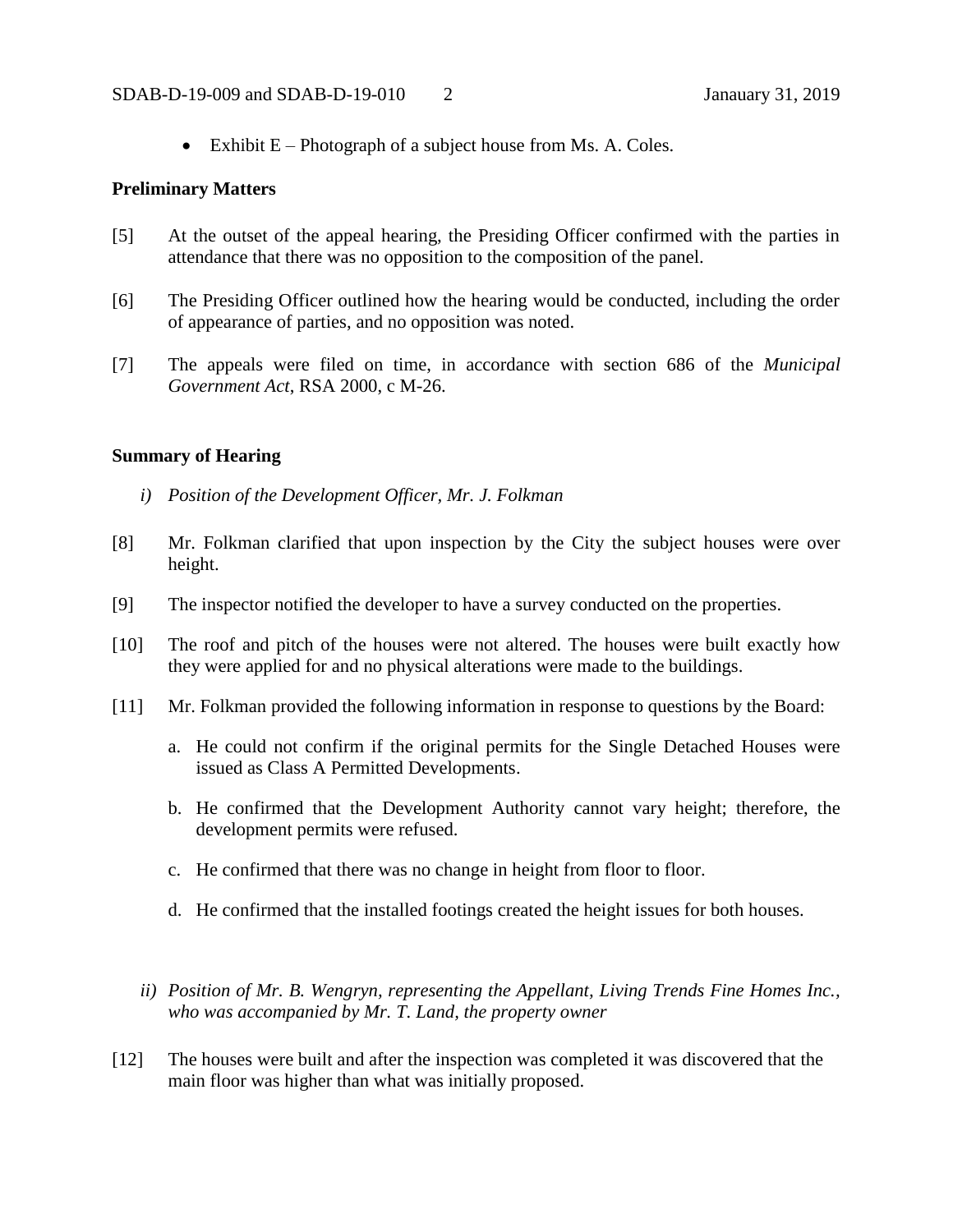- Exhibit E – Photograph of a subject house from Ms. A. Coles.

**Preliminary Matters**

[5] At the outset of the appeal hearing, the Presiding Officer confirmed with the parties in attendance that there was no opposition to the composition of the panel.

[6] The Presiding Officer outlined how the hearing would be conducted, including the order of appearance of parties, and no opposition was noted.

[7] The appeals were filed on time, in accordance with section 686 of the *Municipal Government Act*, RSA 2000, c M-26.

**Summary of Hearing**

*i) Position of the Development Officer, Mr. J. Folkman*

[8] Mr. Folkman clarified that upon inspection by the City the subject houses were over height.

[9] The inspector notified the developer to have a survey conducted on the properties.

[10] The roof and pitch of the houses were not altered. The houses were built exactly how they were applied for and no physical alterations were made to the buildings.

[11] Mr. Folkman provided the following information in response to questions by the Board:

a. He could not confirm if the original permits for the Single Detached Houses were issued as Class A Permitted Developments.

b. He confirmed that the Development Authority cannot vary height; therefore, the development permits were refused.

c. He confirmed that there was no change in height from floor to floor.

d. He confirmed that the installed footings created the height issues for both houses.

*ii) Position of Mr. B. Wengryn, representing the Appellant, Living Trends Fine Homes Inc., who was accompanied by Mr. T. Land, the property owner*

[12] The houses were built and after the inspection was completed it was discovered that the main floor was higher than what was initially proposed.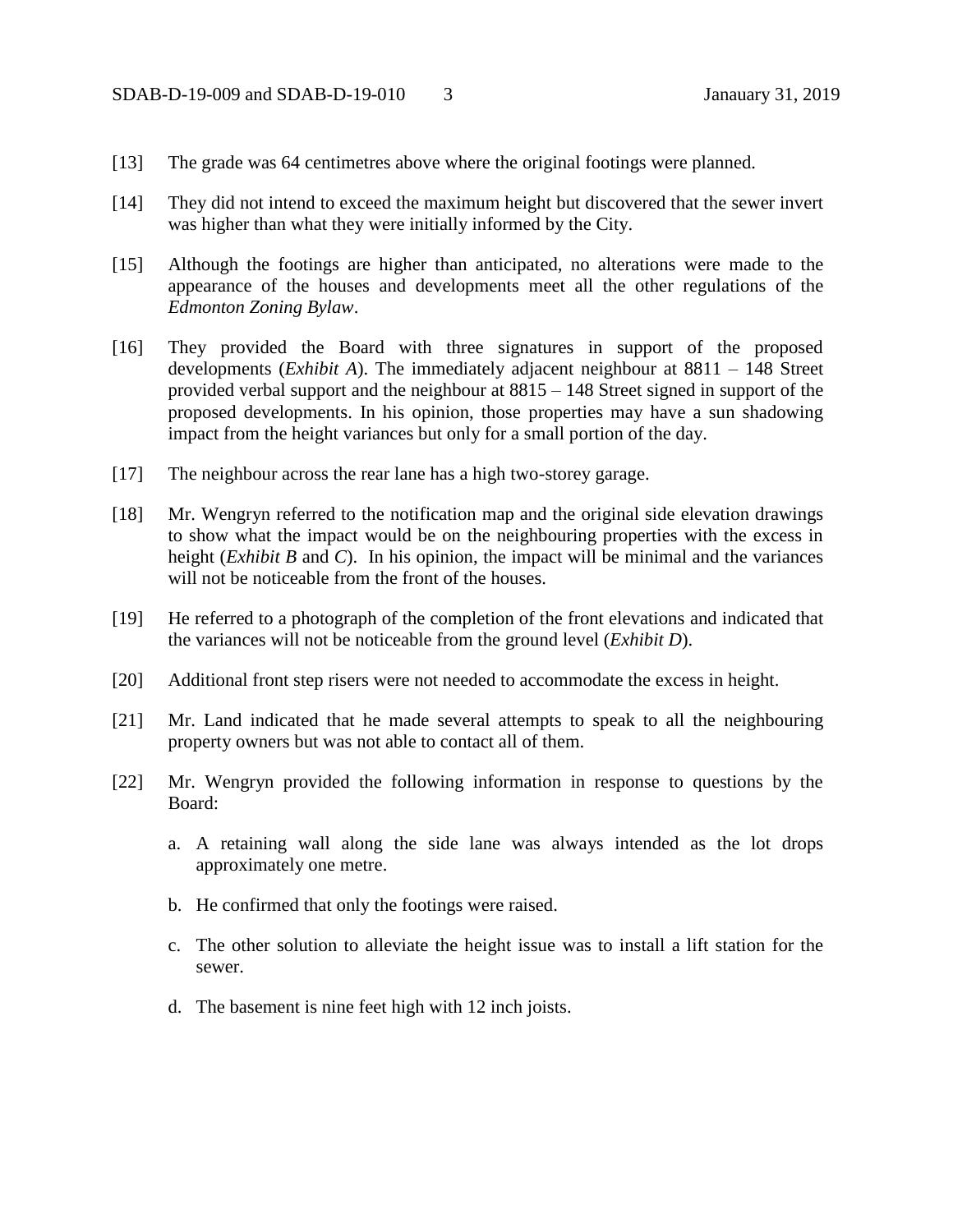[13] The grade was 64 centimetres above where the original footings were planned.

[14] They did not intend to exceed the maximum height but discovered that the sewer invert was higher than what they were initially informed by the City.

[15] Although the footings are higher than anticipated, no alterations were made to the appearance of the houses and developments meet all the other regulations of the *Edmonton Zoning Bylaw*.

[16] They provided the Board with three signatures in support of the proposed developments (*Exhibit A*). The immediately adjacent neighbour at 8811 – 148 Street provided verbal support and the neighbour at 8815 – 148 Street signed in support of the proposed developments. In his opinion, those properties may have a sun shadowing impact from the height variances but only for a small portion of the day.

[17] The neighbour across the rear lane has a high two-storey garage.

[18] Mr. Wengryn referred to the notification map and the original side elevation drawings to show what the impact would be on the neighbouring properties with the excess in height (*Exhibit B* and *C*). In his opinion, the impact will be minimal and the variances will not be noticeable from the front of the houses.

[19] He referred to a photograph of the completion of the front elevations and indicated that the variances will not be noticeable from the ground level (*Exhibit D*).

[20] Additional front step risers were not needed to accommodate the excess in height.

[21] Mr. Land indicated that he made several attempts to speak to all the neighbouring property owners but was not able to contact all of them.

[22] Mr. Wengryn provided the following information in response to questions by the Board:

a. A retaining wall along the side lane was always intended as the lot drops approximately one metre.

b. He confirmed that only the footings were raised.

c. The other solution to alleviate the height issue was to install a lift station for the sewer.

d. The basement is nine feet high with 12 inch joists.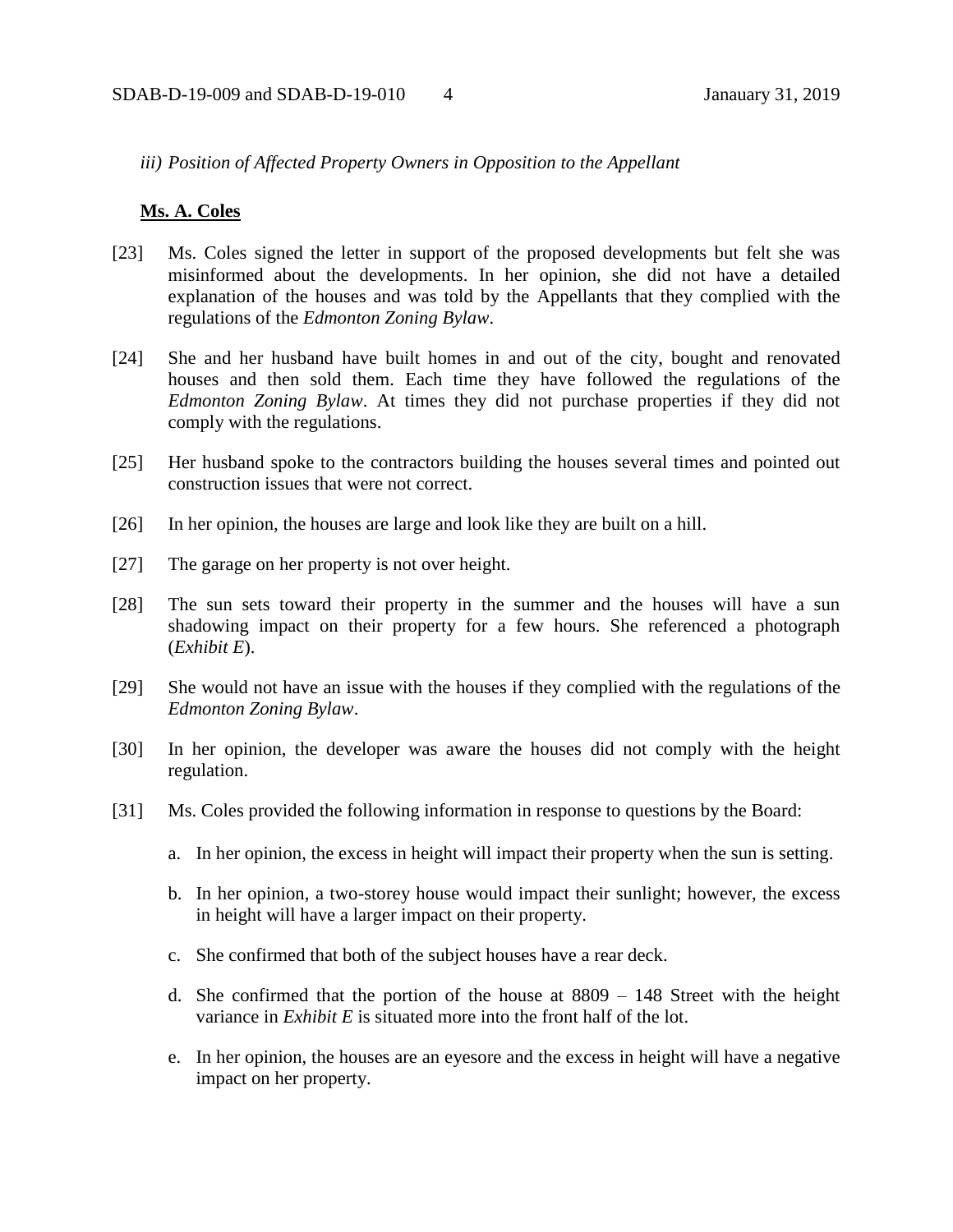*iii) Position of Affected Property Owners in Opposition to the Appellant*

**Ms. A. Coles**

[23] Ms. Coles signed the letter in support of the proposed developments but felt she was misinformed about the developments. In her opinion, she did not have a detailed explanation of the houses and was told by the Appellants that they complied with the regulations of the *Edmonton Zoning Bylaw*.

[24] She and her husband have built homes in and out of the city, bought and renovated houses and then sold them. Each time they have followed the regulations of the *Edmonton Zoning Bylaw*. At times they did not purchase properties if they did not comply with the regulations.

[25] Her husband spoke to the contractors building the houses several times and pointed out construction issues that were not correct.

[26] In her opinion, the houses are large and look like they are built on a hill.

[27] The garage on her property is not over height.

[28] The sun sets toward their property in the summer and the houses will have a sun shadowing impact on their property for a few hours. She referenced a photograph (*Exhibit E*).

[29] She would not have an issue with the houses if they complied with the regulations of the *Edmonton Zoning Bylaw*.

[30] In her opinion, the developer was aware the houses did not comply with the height regulation.

[31] Ms. Coles provided the following information in response to questions by the Board:

a. In her opinion, the excess in height will impact their property when the sun is setting.

b. In her opinion, a two-storey house would impact their sunlight; however, the excess in height will have a larger impact on their property.

c. She confirmed that both of the subject houses have a rear deck.

d. She confirmed that the portion of the house at 8809 – 148 Street with the height variance in *Exhibit E* is situated more into the front half of the lot.

e. In her opinion, the houses are an eyesore and the excess in height will have a negative impact on her property.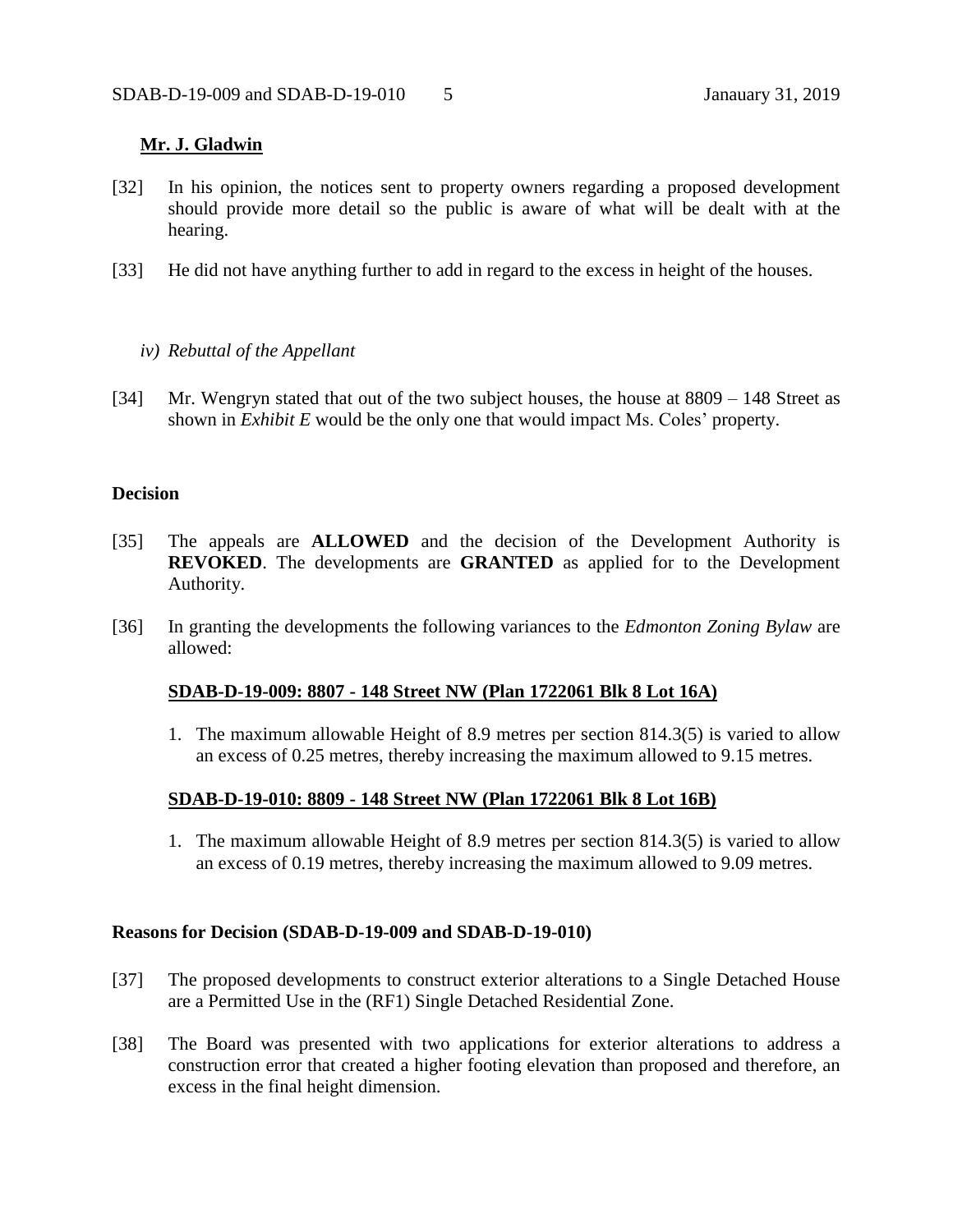**Mr. J. Gladwin**

[32] In his opinion, the notices sent to property owners regarding a proposed development should provide more detail so the public is aware of what will be dealt with at the hearing.

[33] He did not have anything further to add in regard to the excess in height of the houses.

*iv) Rebuttal of the Appellant*

[34] Mr. Wengryn stated that out of the two subject houses, the house at 8809 – 148 Street as shown in *Exhibit E* would be the only one that would impact Ms. Coles' property.

**Decision**

[35] The appeals are **ALLOWED** and the decision of the Development Authority is **REVOKED**. The developments are **GRANTED** as applied for to the Development Authority.

[36] In granting the developments the following variances to the *Edmonton Zoning Bylaw* are allowed:

**SDAB-D-19-009: 8807 - 148 Street NW (Plan 1722061 Blk 8 Lot 16A)**

1. The maximum allowable Height of 8.9 metres per section 814.3(5) is varied to allow an excess of 0.25 metres, thereby increasing the maximum allowed to 9.15 metres.

**SDAB-D-19-010: 8809 - 148 Street NW (Plan 1722061 Blk 8 Lot 16B)**

1. The maximum allowable Height of 8.9 metres per section 814.3(5) is varied to allow an excess of 0.19 metres, thereby increasing the maximum allowed to 9.09 metres.

**Reasons for Decision (SDAB-D-19-009 and SDAB-D-19-010)**

[37] The proposed developments to construct exterior alterations to a Single Detached House are a Permitted Use in the (RF1) Single Detached Residential Zone.

[38] The Board was presented with two applications for exterior alterations to address a construction error that created a higher footing elevation than proposed and therefore, an excess in the final height dimension.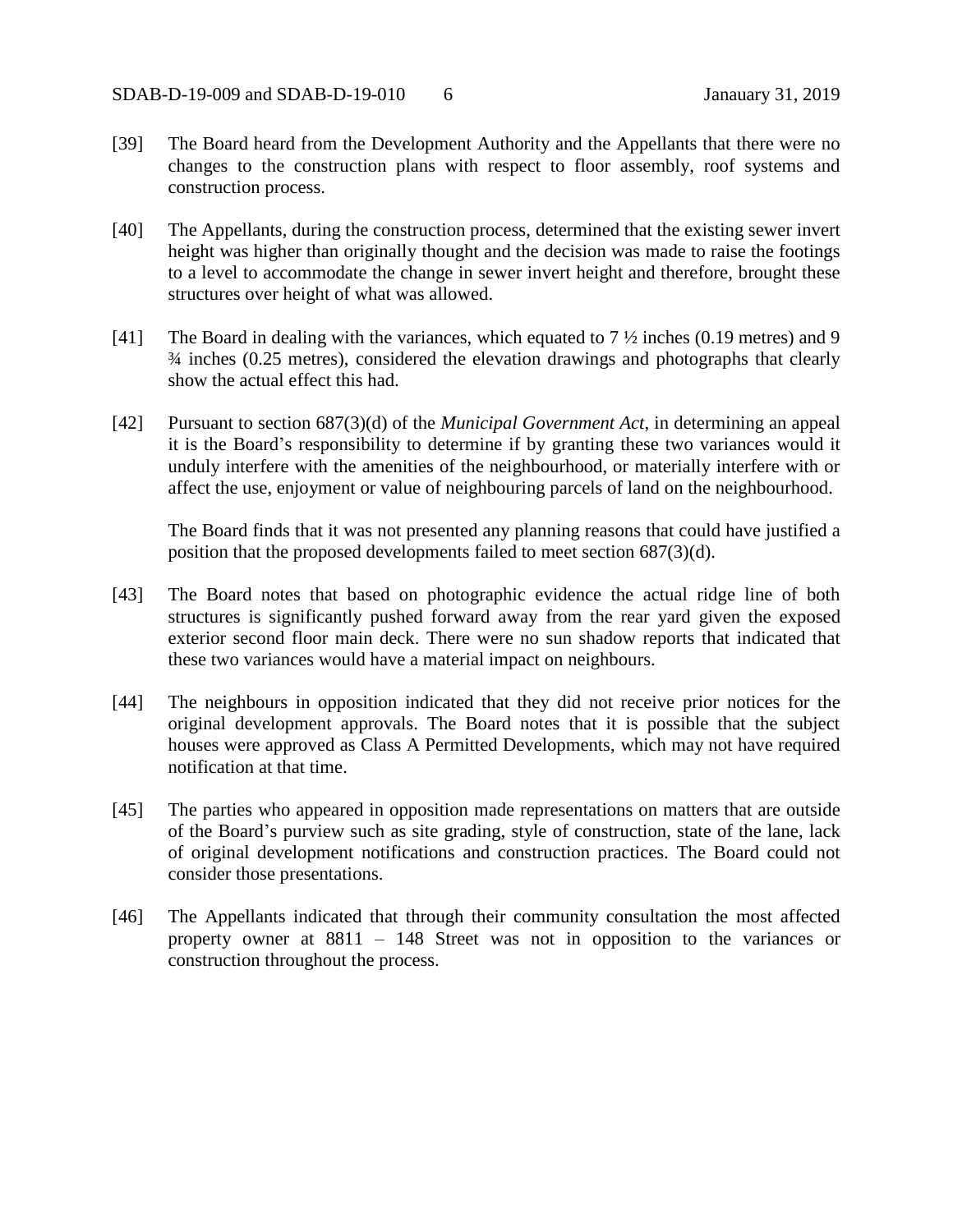[39] The Board heard from the Development Authority and the Appellants that there were no changes to the construction plans with respect to floor assembly, roof systems and construction process.

[40] The Appellants, during the construction process, determined that the existing sewer invert height was higher than originally thought and the decision was made to raise the footings to a level to accommodate the change in sewer invert height and therefore, brought these structures over height of what was allowed.

[41] The Board in dealing with the variances, which equated to 7 ½ inches (0.19 metres) and 9 ¾ inches (0.25 metres), considered the elevation drawings and photographs that clearly show the actual effect this had.

[42] Pursuant to section 687(3)(d) of the *Municipal Government Act*, in determining an appeal it is the Board's responsibility to determine if by granting these two variances would it unduly interfere with the amenities of the neighbourhood, or materially interfere with or affect the use, enjoyment or value of neighbouring parcels of land on the neighbourhood.

The Board finds that it was not presented any planning reasons that could have justified a position that the proposed developments failed to meet section 687(3)(d).

[43] The Board notes that based on photographic evidence the actual ridge line of both structures is significantly pushed forward away from the rear yard given the exposed exterior second floor main deck. There were no sun shadow reports that indicated that these two variances would have a material impact on neighbours.

[44] The neighbours in opposition indicated that they did not receive prior notices for the original development approvals. The Board notes that it is possible that the subject houses were approved as Class A Permitted Developments, which may not have required notification at that time.

[45] The parties who appeared in opposition made representations on matters that are outside of the Board's purview such as site grading, style of construction, state of the lane, lack of original development notifications and construction practices. The Board could not consider those presentations.

[46] The Appellants indicated that through their community consultation the most affected property owner at 8811 – 148 Street was not in opposition to the variances or construction throughout the process.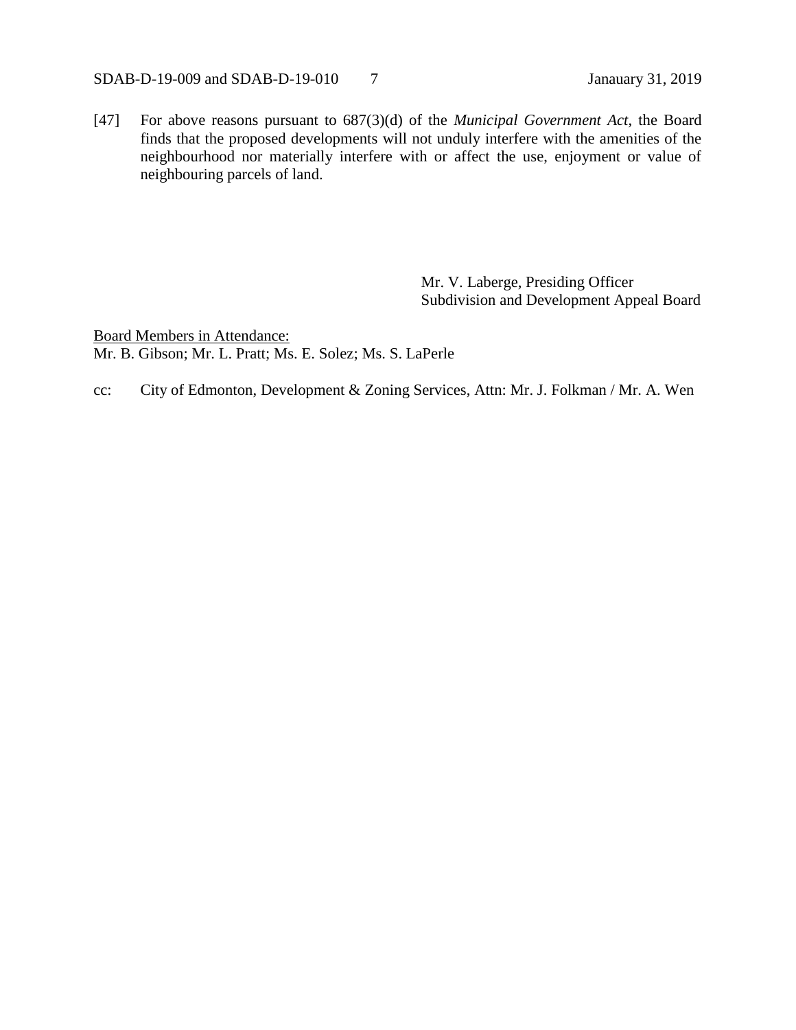[47] For above reasons pursuant to 687(3)(d) of the *Municipal Government Act*, the Board finds that the proposed developments will not unduly interfere with the amenities of the neighbourhood nor materially interfere with or affect the use, enjoyment or value of neighbouring parcels of land.

Mr. V. Laberge, Presiding Officer
Subdivision and Development Appeal Board

<u>Board Members in Attendance:</u>
Mr. B. Gibson; Mr. L. Pratt; Ms. E. Solez; Ms. S. LaPerle

cc: City of Edmonton, Development & Zoning Services, Attn: Mr. J. Folkman / Mr. A. Wen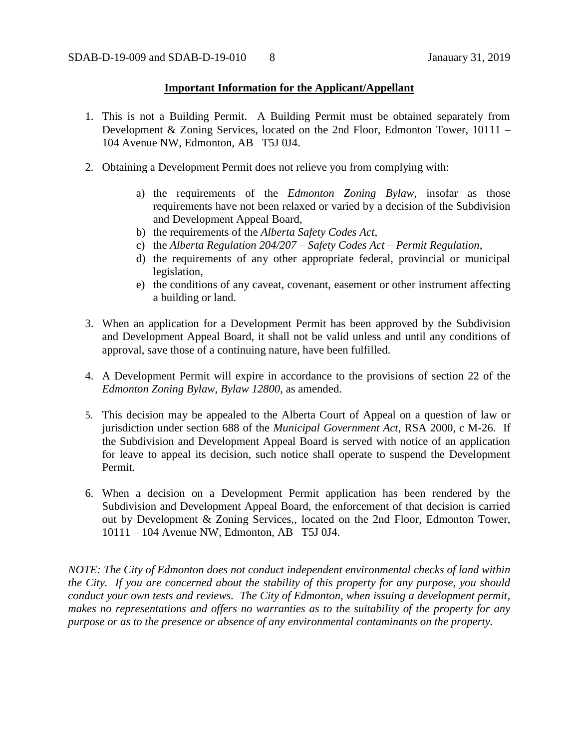**Important Information for the Applicant/Appellant**

1. This is not a Building Permit. A Building Permit must be obtained separately from Development & Zoning Services, located on the 2nd Floor, Edmonton Tower, 10111 – 104 Avenue NW, Edmonton, AB T5J 0J4.

2. Obtaining a Development Permit does not relieve you from complying with:

   a) the requirements of the *Edmonton Zoning Bylaw*, insofar as those requirements have not been relaxed or varied by a decision of the Subdivision and Development Appeal Board,
   b) the requirements of the *Alberta Safety Codes Act*,
   c) the *Alberta Regulation 204/207 – Safety Codes Act – Permit Regulation*,
   d) the requirements of any other appropriate federal, provincial or municipal legislation,
   e) the conditions of any caveat, covenant, easement or other instrument affecting a building or land.

3. When an application for a Development Permit has been approved by the Subdivision and Development Appeal Board, it shall not be valid unless and until any conditions of approval, save those of a continuing nature, have been fulfilled.

4. A Development Permit will expire in accordance to the provisions of section 22 of the *Edmonton Zoning Bylaw, Bylaw 12800*, as amended.

5. This decision may be appealed to the Alberta Court of Appeal on a question of law or jurisdiction under section 688 of the *Municipal Government Act*, RSA 2000, c M-26. If the Subdivision and Development Appeal Board is served with notice of an application for leave to appeal its decision, such notice shall operate to suspend the Development Permit.

6. When a decision on a Development Permit application has been rendered by the Subdivision and Development Appeal Board, the enforcement of that decision is carried out by Development & Zoning Services,, located on the 2nd Floor, Edmonton Tower, 10111 – 104 Avenue NW, Edmonton, AB T5J 0J4.

*NOTE: The City of Edmonton does not conduct independent environmental checks of land within the City. If you are concerned about the stability of this property for any purpose, you should conduct your own tests and reviews. The City of Edmonton, when issuing a development permit, makes no representations and offers no warranties as to the suitability of the property for any purpose or as to the presence or absence of any environmental contaminants on the property.*